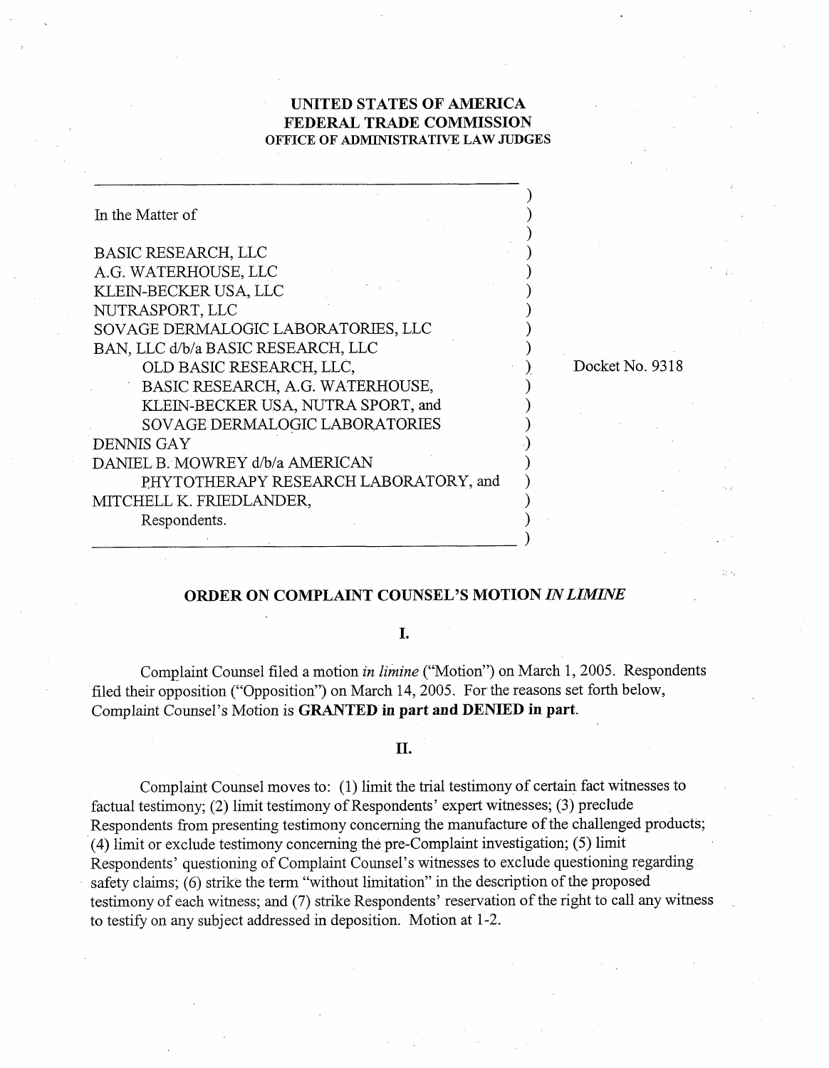**UNITED STATES OF AMERICA**
**FEDERAL TRADE COMMISSION**
**OFFICE OF ADMINISTRATIVE LAW JUDGES**

| | |
|---|---|
| In the Matter of<br><br>BASIC RESEARCH, LLC<br>A.G. WATERHOUSE, LLC<br>KLEIN-BECKER USA, LLC<br>NUTRASPORT, LLC<br>SOVAGE DERMALOGIC LABORATORIES, LLC<br>BAN, LLC d/b/a BASIC RESEARCH, LLC<br>OLD BASIC RESEARCH, LLC,<br>BASIC RESEARCH, A.G. WATERHOUSE,<br>KLEIN-BECKER USA, NUTRA SPORT, and<br>SOVAGE DERMALOGIC LABORATORIES<br>DENNIS GAY<br>DANIEL B. MOWREY d/b/a AMERICAN<br>PHYTOTHERAPY RESEARCH LABORATORY, and<br>MITCHELL K. FRIEDLANDER,<br>Respondents. | Docket No. 9318 |

## ORDER ON COMPLAINT COUNSEL'S MOTION *IN LIMINE*

### I.

Complaint Counsel filed a motion *in limine* ("Motion") on March 1, 2005. Respondents filed their opposition ("Opposition") on March 14, 2005. For the reasons set forth below, Complaint Counsel's Motion is **GRANTED in part and DENIED in part**.

### II.

Complaint Counsel moves to: (1) limit the trial testimony of certain fact witnesses to factual testimony; (2) limit testimony of Respondents' expert witnesses; (3) preclude Respondents from presenting testimony concerning the manufacture of the challenged products; (4) limit or exclude testimony concerning the pre-Complaint investigation; (5) limit Respondents' questioning of Complaint Counsel's witnesses to exclude questioning regarding safety claims; (6) strike the term "without limitation" in the description of the proposed testimony of each witness; and (7) strike Respondents' reservation of the right to call any witness to testify on any subject addressed in deposition. Motion at 1-2.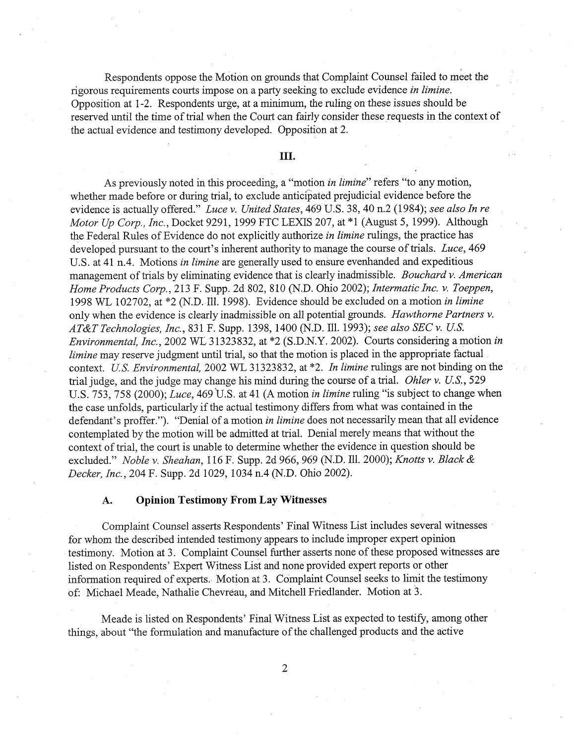Respondents oppose the Motion on grounds that Complaint Counsel failed to meet the rigorous requirements courts impose on a party seeking to exclude evidence *in limine*. Opposition at 1-2. Respondents urge, at a minimum, the ruling on these issues should be reserved until the time of trial when the Court can fairly consider these requests in the context of the actual evidence and testimony developed. Opposition at 2.

## III.

As previously noted in this proceeding, a "motion *in limine*" refers "to any motion, whether made before or during trial, to exclude anticipated prejudicial evidence before the evidence is actually offered." *Luce v. United States*, 469 U.S. 38, 40 n.2 (1984); *see also In re Motor Up Corp., Inc.*, Docket 9291, 1999 FTC LEXIS 207, at *1 (August 5, 1999). Although the Federal Rules of Evidence do not explicitly authorize *in limine* rulings, the practice has developed pursuant to the court's inherent authority to manage the course of trials. *Luce*, 469 U.S. at 41 n.4. Motions *in limine* are generally used to ensure evenhanded and expeditious management of trials by eliminating evidence that is clearly inadmissible. *Bouchard v. American Home Products Corp.*, 213 F. Supp. 2d 802, 810 (N.D. Ohio 2002); *Intermatic Inc. v. Toeppen*, 1998 WL 102702, at *2 (N.D. Ill. 1998). Evidence should be excluded on a motion *in limine* only when the evidence is clearly inadmissible on all potential grounds. *Hawthorne Partners v. AT&T Technologies, Inc.*, 831 F. Supp. 1398, 1400 (N.D. Ill. 1993); *see also SEC v. U.S. Environmental, Inc.*, 2002 WL 31323832, at *2 (S.D.N.Y. 2002). Courts considering a motion *in limine* may reserve judgment until trial, so that the motion is placed in the appropriate factual context. *U.S. Environmental,* 2002 WL 31323832, at *2. *In limine* rulings are not binding on the trial judge, and the judge may change his mind during the course of a trial. *Ohler v. U.S.*, 529 U.S. 753, 758 (2000); *Luce*, 469 U.S. at 41 (A motion *in limine* ruling "is subject to change when the case unfolds, particularly if the actual testimony differs from what was contained in the defendant's proffer."). "Denial of a motion *in limine* does not necessarily mean that all evidence contemplated by the motion will be admitted at trial. Denial merely means that without the context of trial, the court is unable to determine whether the evidence in question should be excluded." *Noble v. Sheahan*, 116 F. Supp. 2d 966, 969 (N.D. Ill. 2000); *Knotts v. Black & Decker, Inc.*, 204 F. Supp. 2d 1029, 1034 n.4 (N.D. Ohio 2002).

### A. Opinion Testimony From Lay Witnesses

Complaint Counsel asserts Respondents' Final Witness List includes several witnesses for whom the described intended testimony appears to include improper expert opinion testimony. Motion at 3. Complaint Counsel further asserts none of these proposed witnesses are listed on Respondents' Expert Witness List and none provided expert reports or other information required of experts. Motion at 3. Complaint Counsel seeks to limit the testimony of: Michael Meade, Nathalie Chevreau, and Mitchell Friedlander. Motion at 3.

Meade is listed on Respondents' Final Witness List as expected to testify, among other things, about "the formulation and manufacture of the challenged products and the active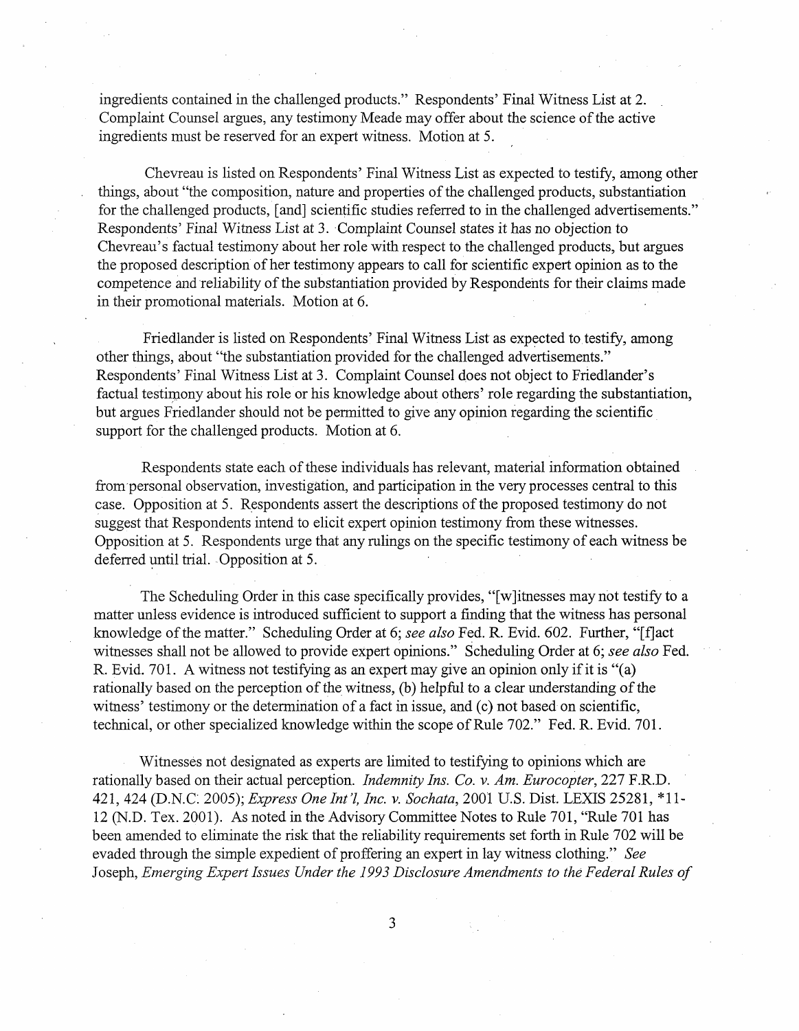ingredients contained in the challenged products." Respondents' Final Witness List at 2. Complaint Counsel argues, any testimony Meade may offer about the science of the active ingredients must be reserved for an expert witness. Motion at 5.

Chevreau is listed on Respondents' Final Witness List as expected to testify, among other things, about "the composition, nature and properties of the challenged products, substantiation for the challenged products, [and] scientific studies referred to in the challenged advertisements." Respondents' Final Witness List at 3. Complaint Counsel states it has no objection to Chevreau's factual testimony about her role with respect to the challenged products, but argues the proposed description of her testimony appears to call for scientific expert opinion as to the competence and reliability of the substantiation provided by Respondents for their claims made in their promotional materials. Motion at 6.

Friedlander is listed on Respondents' Final Witness List as expected to testify, among other things, about "the substantiation provided for the challenged advertisements." Respondents' Final Witness List at 3. Complaint Counsel does not object to Friedlander's factual testimony about his role or his knowledge about others' role regarding the substantiation, but argues Friedlander should not be permitted to give any opinion regarding the scientific support for the challenged products. Motion at 6.

Respondents state each of these individuals has relevant, material information obtained from personal observation, investigation, and participation in the very processes central to this case. Opposition at 5. Respondents assert the descriptions of the proposed testimony do not suggest that Respondents intend to elicit expert opinion testimony from these witnesses. Opposition at 5. Respondents urge that any rulings on the specific testimony of each witness be deferred until trial. Opposition at 5.

The Scheduling Order in this case specifically provides, "[w]itnesses may not testify to a matter unless evidence is introduced sufficient to support a finding that the witness has personal knowledge of the matter." Scheduling Order at 6; *see also* Fed. R. Evid. 602. Further, "[f]act witnesses shall not be allowed to provide expert opinions." Scheduling Order at 6; *see also* Fed. R. Evid. 701. A witness not testifying as an expert may give an opinion only if it is "(a) rationally based on the perception of the witness, (b) helpful to a clear understanding of the witness' testimony or the determination of a fact in issue, and (c) not based on scientific, technical, or other specialized knowledge within the scope of Rule 702." Fed. R. Evid. 701.

Witnesses not designated as experts are limited to testifying to opinions which are rationally based on their actual perception. *Indemnity Ins. Co. v. Am. Eurocopter*, 227 F.R.D. 421, 424 (D.N.C. 2005); *Express One Int'l, Inc. v. Sochata*, 2001 U.S. Dist. LEXIS 25281, \*11-12 (N.D. Tex. 2001). As noted in the Advisory Committee Notes to Rule 701, "Rule 701 has been amended to eliminate the risk that the reliability requirements set forth in Rule 702 will be evaded through the simple expedient of proffering an expert in lay witness clothing." *See* Joseph, *Emerging Expert Issues Under the 1993 Disclosure Amendments to the Federal Rules of*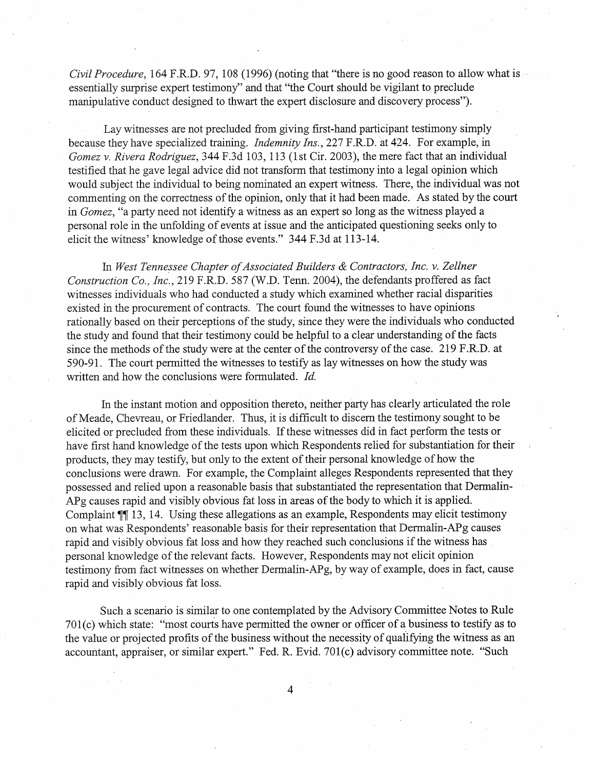*Civil Procedure*, 164 F.R.D. 97, 108 (1996) (noting that "there is no good reason to allow what is essentially surprise expert testimony" and that "the Court should be vigilant to preclude manipulative conduct designed to thwart the expert disclosure and discovery process").

Lay witnesses are not precluded from giving first-hand participant testimony simply because they have specialized training. *Indemnity Ins.*, 227 F.R.D. at 424. For example, in *Gomez v. Rivera Rodriguez*, 344 F.3d 103, 113 (1st Cir. 2003), the mere fact that an individual testified that he gave legal advice did not transform that testimony into a legal opinion which would subject the individual to being nominated an expert witness. There, the individual was not commenting on the correctness of the opinion, only that it had been made. As stated by the court in *Gomez*, "a party need not identify a witness as an expert so long as the witness played a personal role in the unfolding of events at issue and the anticipated questioning seeks only to elicit the witness' knowledge of those events." 344 F.3d at 113-14.

In *West Tennessee Chapter of Associated Builders & Contractors, Inc. v. Zellner Construction Co., Inc.*, 219 F.R.D. 587 (W.D. Tenn. 2004), the defendants proffered as fact witnesses individuals who had conducted a study which examined whether racial disparities existed in the procurement of contracts. The court found the witnesses to have opinions rationally based on their perceptions of the study, since they were the individuals who conducted the study and found that their testimony could be helpful to a clear understanding of the facts since the methods of the study were at the center of the controversy of the case. 219 F.R.D. at 590-91. The court permitted the witnesses to testify as lay witnesses on how the study was written and how the conclusions were formulated. *Id.*

In the instant motion and opposition thereto, neither party has clearly articulated the role of Meade, Chevreau, or Friedlander. Thus, it is difficult to discern the testimony sought to be elicited or precluded from these individuals. If these witnesses did in fact perform the tests or have first hand knowledge of the tests upon which Respondents relied for substantiation for their products, they may testify, but only to the extent of their personal knowledge of how the conclusions were drawn. For example, the Complaint alleges Respondents represented that they possessed and relied upon a reasonable basis that substantiated the representation that Dermalin-APg causes rapid and visibly obvious fat loss in areas of the body to which it is applied. Complaint ¶¶ 13, 14. Using these allegations as an example, Respondents may elicit testimony on what was Respondents' reasonable basis for their representation that Dermalin-APg causes rapid and visibly obvious fat loss and how they reached such conclusions if the witness has personal knowledge of the relevant facts. However, Respondents may not elicit opinion testimony from fact witnesses on whether Dermalin-APg, by way of example, does in fact, cause rapid and visibly obvious fat loss.

Such a scenario is similar to one contemplated by the Advisory Committee Notes to Rule 701(c) which state: "most courts have permitted the owner or officer of a business to testify as to the value or projected profits of the business without the necessity of qualifying the witness as an accountant, appraiser, or similar expert." Fed. R. Evid. 701(c) advisory committee note. "Such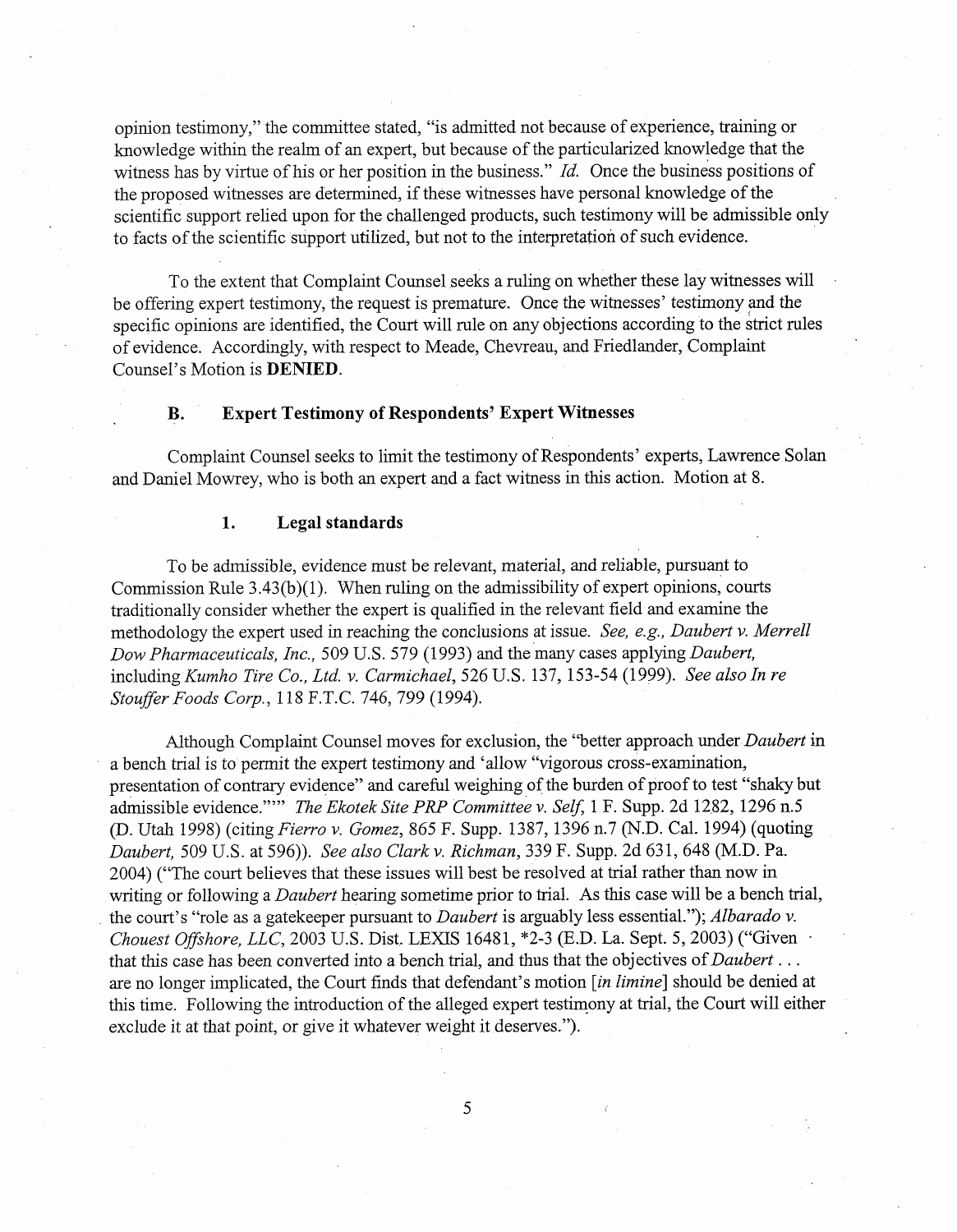opinion testimony," the committee stated, "is admitted not because of experience, training or knowledge within the realm of an expert, but because of the particularized knowledge that the witness has by virtue of his or her position in the business." *Id.* Once the business positions of the proposed witnesses are determined, if these witnesses have personal knowledge of the scientific support relied upon for the challenged products, such testimony will be admissible only to facts of the scientific support utilized, but not to the interpretation of such evidence.

To the extent that Complaint Counsel seeks a ruling on whether these lay witnesses will be offering expert testimony, the request is premature. Once the witnesses' testimony and the specific opinions are identified, the Court will rule on any objections according to the strict rules of evidence. Accordingly, with respect to Meade, Chevreau, and Friedlander, Complaint Counsel's Motion is **DENIED**.

### B. Expert Testimony of Respondents' Expert Witnesses

Complaint Counsel seeks to limit the testimony of Respondents' experts, Lawrence Solan and Daniel Mowrey, who is both an expert and a fact witness in this action. Motion at 8.

#### 1. Legal standards

To be admissible, evidence must be relevant, material, and reliable, pursuant to Commission Rule 3.43(b)(1). When ruling on the admissibility of expert opinions, courts traditionally consider whether the expert is qualified in the relevant field and examine the methodology the expert used in reaching the conclusions at issue. *See, e.g., Daubert v. Merrell Dow Pharmaceuticals, Inc.*, 509 U.S. 579 (1993) and the many cases applying *Daubert*, including *Kumho Tire Co., Ltd. v. Carmichael*, 526 U.S. 137, 153-54 (1999). *See also In re Stouffer Foods Corp.*, 118 F.T.C. 746, 799 (1994).

Although Complaint Counsel moves for exclusion, the "better approach under *Daubert* in a bench trial is to permit the expert testimony and 'allow "vigorous cross-examination, presentation of contrary evidence" and careful weighing of the burden of proof to test "shaky but admissible evidence."'"" *The Ekotek Site PRP Committee v. Self*, 1 F. Supp. 2d 1282, 1296 n.5 (D. Utah 1998) (citing *Fierro v. Gomez*, 865 F. Supp. 1387, 1396 n.7 (N.D. Cal. 1994) (quoting *Daubert*, 509 U.S. at 596)). *See also Clark v. Richman*, 339 F. Supp. 2d 631, 648 (M.D. Pa. 2004) ("The court believes that these issues will best be resolved at trial rather than now in writing or following a *Daubert* hearing sometime prior to trial. As this case will be a bench trial, the court's "role as a gatekeeper pursuant to *Daubert* is arguably less essential."); *Albarado v. Chouest Offshore, LLC*, 2003 U.S. Dist. LEXIS 16481, *2-3 (E.D. La. Sept. 5, 2003) ("Given that this case has been converted into a bench trial, and thus that the objectives of *Daubert* . . . are no longer implicated, the Court finds that defendant's motion [*in limine*] should be denied at this time. Following the introduction of the alleged expert testimony at trial, the Court will either exclude it at that point, or give it whatever weight it deserves.").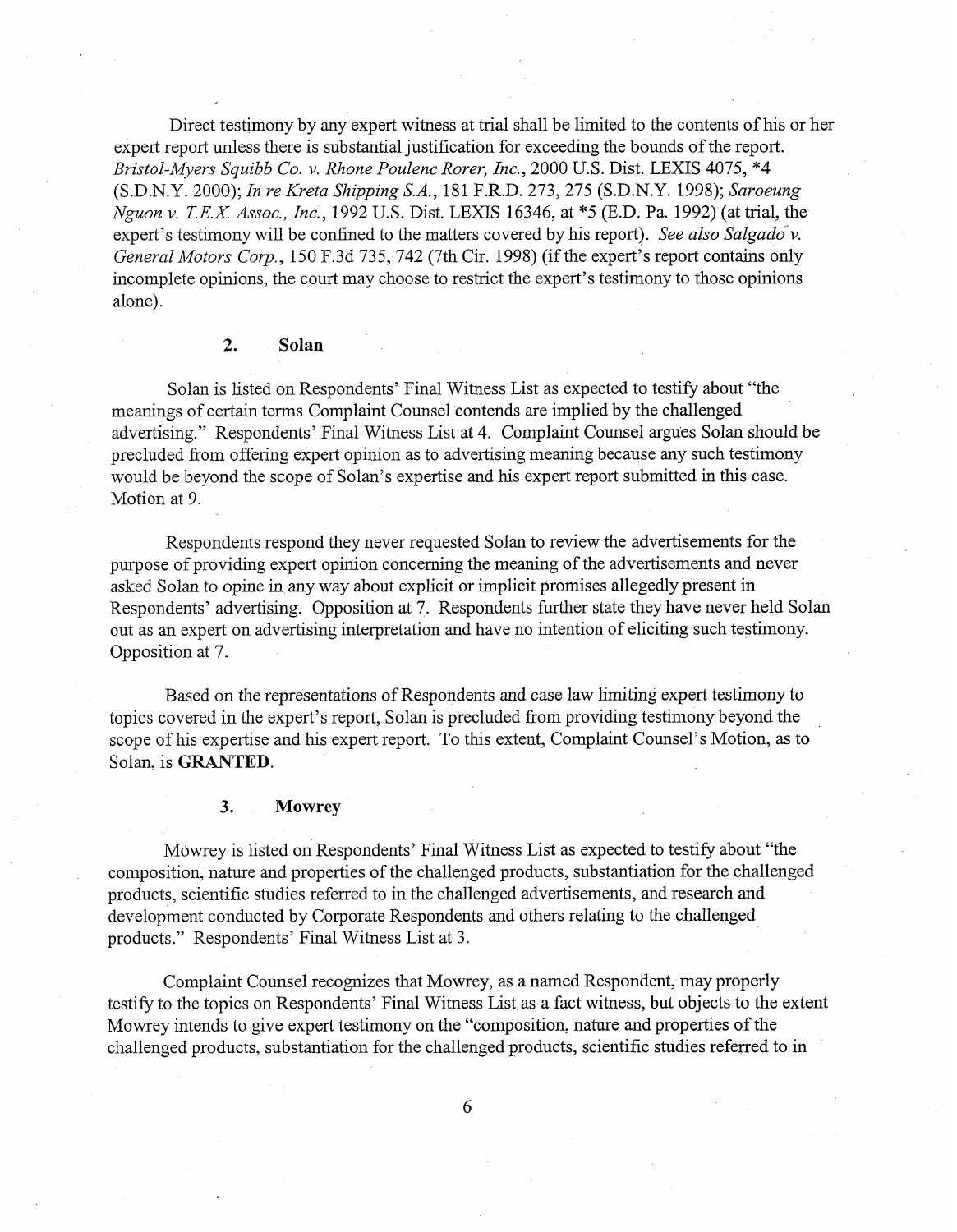Direct testimony by any expert witness at trial shall be limited to the contents of his or her expert report unless there is substantial justification for exceeding the bounds of the report. *Bristol-Myers Squibb Co. v. Rhone Poulenc Rorer, Inc.*, 2000 U.S. Dist. LEXIS 4075, *4 (S.D.N.Y. 2000); *In re Kreta Shipping S.A.*, 181 F.R.D. 273, 275 (S.D.N.Y. 1998); *Saroeung Nguon v. T.E.X. Assoc., Inc.*, 1992 U.S. Dist. LEXIS 16346, at *5 (E.D. Pa. 1992) (at trial, the expert's testimony will be confined to the matters covered by his report). *See also Salgado v. General Motors Corp.*, 150 F.3d 735, 742 (7th Cir. 1998) (if the expert's report contains only incomplete opinions, the court may choose to restrict the expert's testimony to those opinions alone).

### 2. Solan

Solan is listed on Respondents' Final Witness List as expected to testify about "the meanings of certain terms Complaint Counsel contends are implied by the challenged advertising." Respondents' Final Witness List at 4. Complaint Counsel argues Solan should be precluded from offering expert opinion as to advertising meaning because any such testimony would be beyond the scope of Solan's expertise and his expert report submitted in this case. Motion at 9.

Respondents respond they never requested Solan to review the advertisements for the purpose of providing expert opinion concerning the meaning of the advertisements and never asked Solan to opine in any way about explicit or implicit promises allegedly present in Respondents' advertising. Opposition at 7. Respondents further state they have never held Solan out as an expert on advertising interpretation and have no intention of eliciting such testimony. Opposition at 7.

Based on the representations of Respondents and case law limiting expert testimony to topics covered in the expert's report, Solan is precluded from providing testimony beyond the scope of his expertise and his expert report. To this extent, Complaint Counsel's Motion, as to Solan, is **GRANTED**.

### 3. Mowrey

Mowrey is listed on Respondents' Final Witness List as expected to testify about "the composition, nature and properties of the challenged products, substantiation for the challenged products, scientific studies referred to in the challenged advertisements, and research and development conducted by Corporate Respondents and others relating to the challenged products." Respondents' Final Witness List at 3.

Complaint Counsel recognizes that Mowrey, as a named Respondent, may properly testify to the topics on Respondents' Final Witness List as a fact witness, but objects to the extent Mowrey intends to give expert testimony on the "composition, nature and properties of the challenged products, substantiation for the challenged products, scientific studies referred to in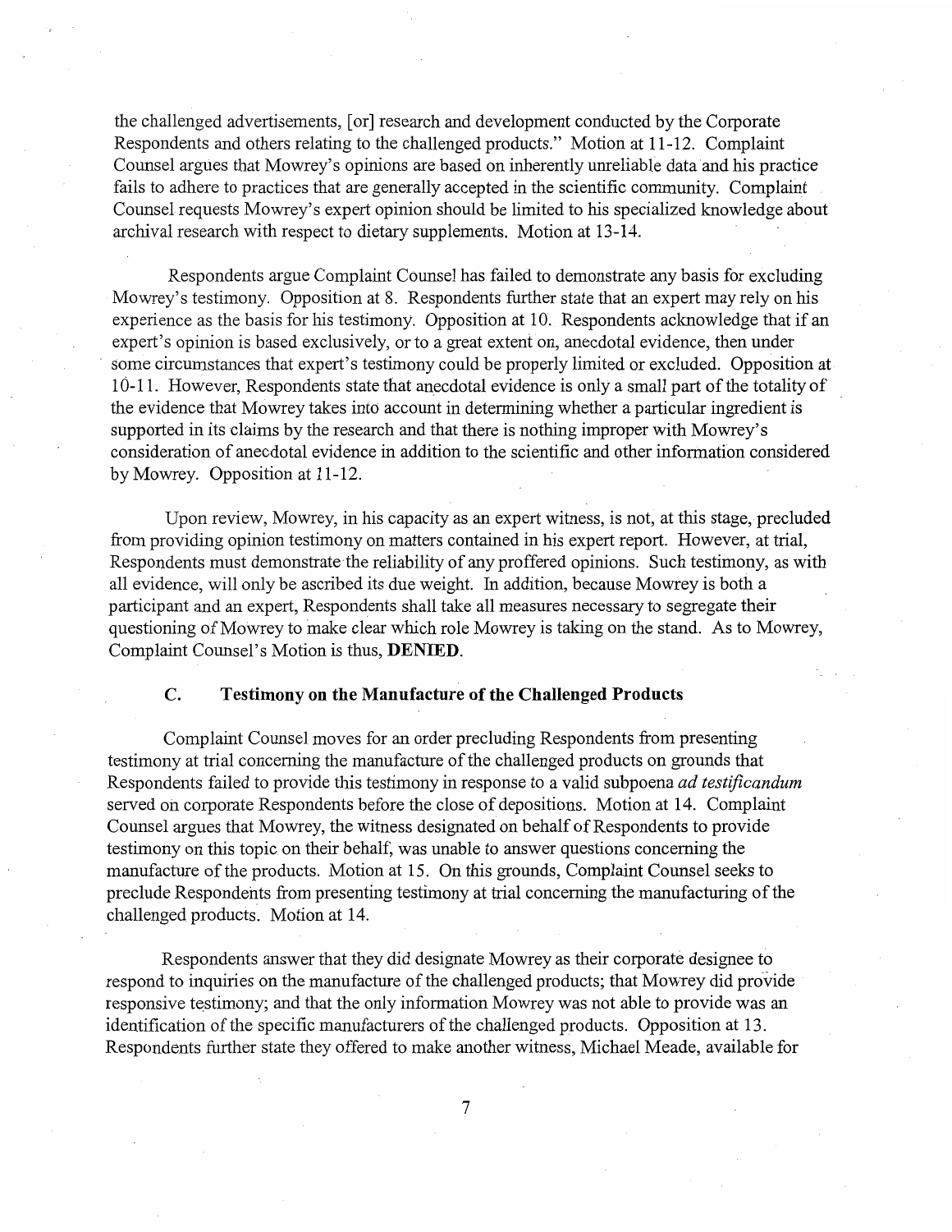the challenged advertisements, [or] research and development conducted by the Corporate Respondents and others relating to the challenged products." Motion at 11-12. Complaint Counsel argues that Mowrey's opinions are based on inherently unreliable data and his practice fails to adhere to practices that are generally accepted in the scientific community. Complaint Counsel requests Mowrey's expert opinion should be limited to his specialized knowledge about archival research with respect to dietary supplements. Motion at 13-14.

Respondents argue Complaint Counsel has failed to demonstrate any basis for excluding Mowrey's testimony. Opposition at 8. Respondents further state that an expert may rely on his experience as the basis for his testimony. Opposition at 10. Respondents acknowledge that if an expert's opinion is based exclusively, or to a great extent on, anecdotal evidence, then under some circumstances that expert's testimony could be properly limited or excluded. Opposition at 10-11. However, Respondents state that anecdotal evidence is only a small part of the totality of the evidence that Mowrey takes into account in determining whether a particular ingredient is supported in its claims by the research and that there is nothing improper with Mowrey's consideration of anecdotal evidence in addition to the scientific and other information considered by Mowrey. Opposition at 11-12.

Upon review, Mowrey, in his capacity as an expert witness, is not, at this stage, precluded from providing opinion testimony on matters contained in his expert report. However, at trial, Respondents must demonstrate the reliability of any proffered opinions. Such testimony, as with all evidence, will only be ascribed its due weight. In addition, because Mowrey is both a participant and an expert, Respondents shall take all measures necessary to segregate their questioning of Mowrey to make clear which role Mowrey is taking on the stand. As to Mowrey, Complaint Counsel's Motion is thus, **DENIED**.

### C. Testimony on the Manufacture of the Challenged Products

Complaint Counsel moves for an order precluding Respondents from presenting testimony at trial concerning the manufacture of the challenged products on grounds that Respondents failed to provide this testimony in response to a valid subpoena *ad testificandum* served on corporate Respondents before the close of depositions. Motion at 14. Complaint Counsel argues that Mowrey, the witness designated on behalf of Respondents to provide testimony on this topic on their behalf, was unable to answer questions concerning the manufacture of the products. Motion at 15. On this grounds, Complaint Counsel seeks to preclude Respondents from presenting testimony at trial concerning the manufacturing of the challenged products. Motion at 14.

Respondents answer that they did designate Mowrey as their corporate designee to respond to inquiries on the manufacture of the challenged products; that Mowrey did provide responsive testimony; and that the only information Mowrey was not able to provide was an identification of the specific manufacturers of the challenged products. Opposition at 13. Respondents further state they offered to make another witness, Michael Meade, available for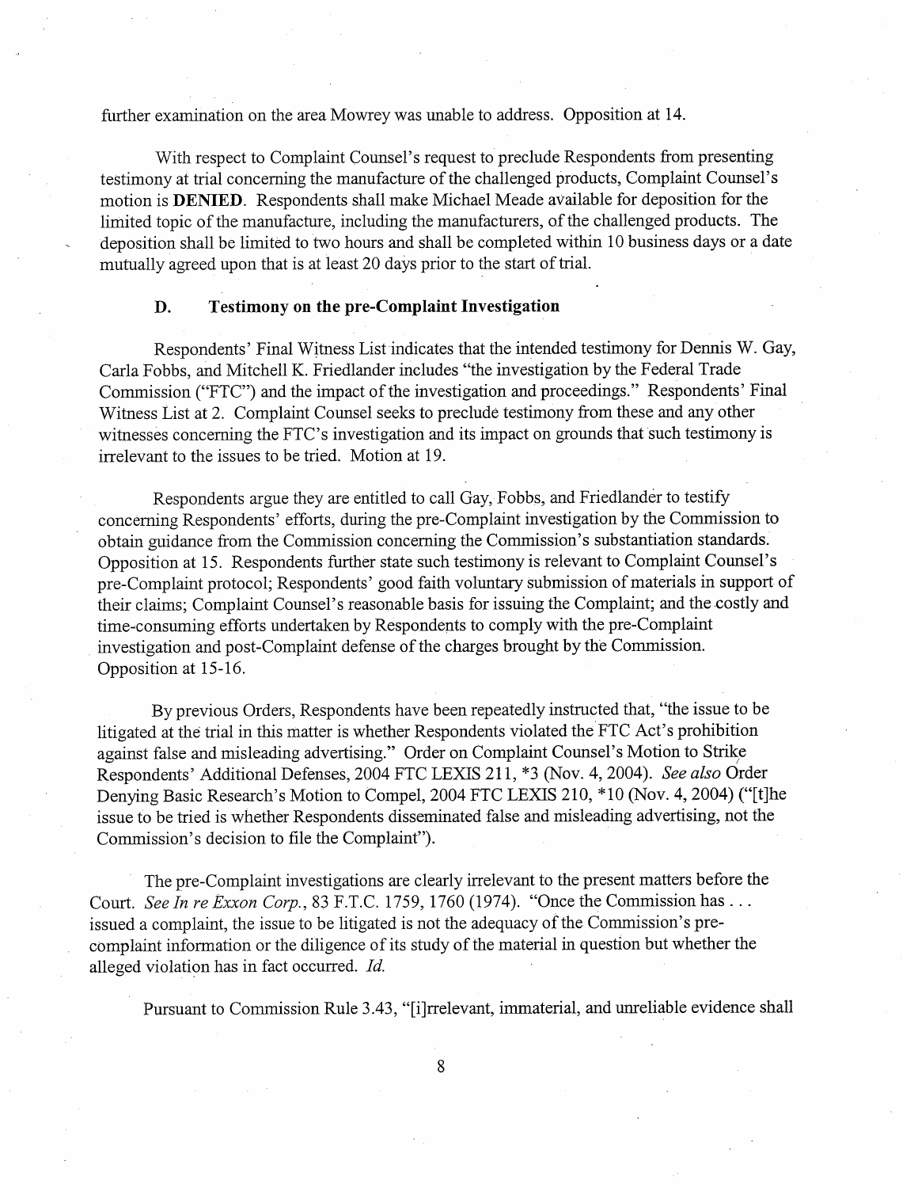further examination on the area Mowrey was unable to address. Opposition at 14.

With respect to Complaint Counsel's request to preclude Respondents from presenting testimony at trial concerning the manufacture of the challenged products, Complaint Counsel's motion is **DENIED**. Respondents shall make Michael Meade available for deposition for the limited topic of the manufacture, including the manufacturers, of the challenged products. The deposition shall be limited to two hours and shall be completed within 10 business days or a date mutually agreed upon that is at least 20 days prior to the start of trial.

### D. Testimony on the pre-Complaint Investigation

Respondents' Final Witness List indicates that the intended testimony for Dennis W. Gay, Carla Fobbs, and Mitchell K. Friedlander includes "the investigation by the Federal Trade Commission ("FTC") and the impact of the investigation and proceedings." Respondents' Final Witness List at 2. Complaint Counsel seeks to preclude testimony from these and any other witnesses concerning the FTC's investigation and its impact on grounds that such testimony is irrelevant to the issues to be tried. Motion at 19.

Respondents argue they are entitled to call Gay, Fobbs, and Friedlander to testify concerning Respondents' efforts, during the pre-Complaint investigation by the Commission to obtain guidance from the Commission concerning the Commission's substantiation standards. Opposition at 15. Respondents further state such testimony is relevant to Complaint Counsel's pre-Complaint protocol; Respondents' good faith voluntary submission of materials in support of their claims; Complaint Counsel's reasonable basis for issuing the Complaint; and the costly and time-consuming efforts undertaken by Respondents to comply with the pre-Complaint investigation and post-Complaint defense of the charges brought by the Commission. Opposition at 15-16.

By previous Orders, Respondents have been repeatedly instructed that, "the issue to be litigated at the trial in this matter is whether Respondents violated the FTC Act's prohibition against false and misleading advertising." Order on Complaint Counsel's Motion to Strike Respondents' Additional Defenses, 2004 FTC LEXIS 211, *3 (Nov. 4, 2004). *See also* Order Denying Basic Research's Motion to Compel, 2004 FTC LEXIS 210, *10 (Nov. 4, 2004) ("[t]he issue to be tried is whether Respondents disseminated false and misleading advertising, not the Commission's decision to file the Complaint").

The pre-Complaint investigations are clearly irrelevant to the present matters before the Court. *See In re Exxon Corp.*, 83 F.T.C. 1759, 1760 (1974). "Once the Commission has . . . issued a complaint, the issue to be litigated is not the adequacy of the Commission's pre-complaint information or the diligence of its study of the material in question but whether the alleged violation has in fact occurred. *Id.*

Pursuant to Commission Rule 3.43, "[i]rrelevant, immaterial, and unreliable evidence shall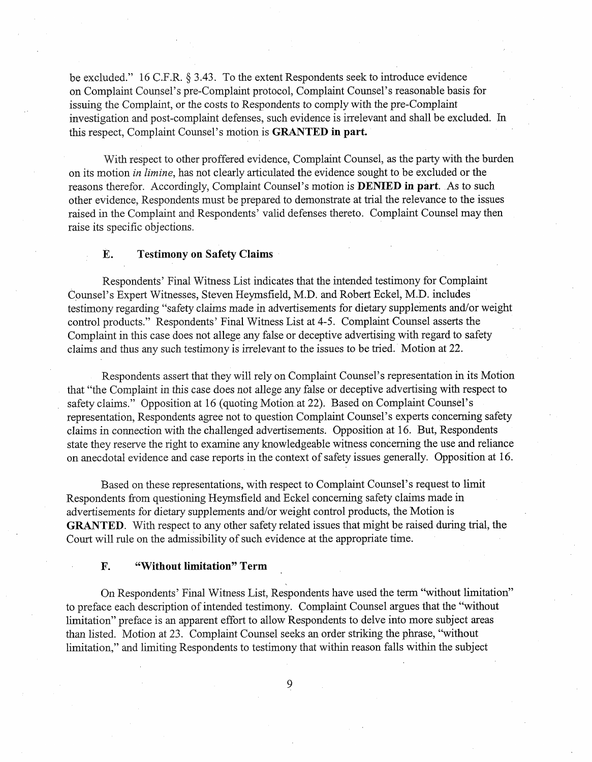be excluded." 16 C.F.R. § 3.43. To the extent Respondents seek to introduce evidence on Complaint Counsel's pre-Complaint protocol, Complaint Counsel's reasonable basis for issuing the Complaint, or the costs to Respondents to comply with the pre-Complaint investigation and post-complaint defenses, such evidence is irrelevant and shall be excluded. In this respect, Complaint Counsel's motion is **GRANTED in part.**

With respect to other proffered evidence, Complaint Counsel, as the party with the burden on its motion *in limine*, has not clearly articulated the evidence sought to be excluded or the reasons therefor. Accordingly, Complaint Counsel's motion is **DENIED in part**. As to such other evidence, Respondents must be prepared to demonstrate at trial the relevance to the issues raised in the Complaint and Respondents' valid defenses thereto. Complaint Counsel may then raise its specific objections.

### E. Testimony on Safety Claims

Respondents' Final Witness List indicates that the intended testimony for Complaint Counsel's Expert Witnesses, Steven Heymsfield, M.D. and Robert Eckel, M.D. includes testimony regarding "safety claims made in advertisements for dietary supplements and/or weight control products." Respondents' Final Witness List at 4-5. Complaint Counsel asserts the Complaint in this case does not allege any false or deceptive advertising with regard to safety claims and thus any such testimony is irrelevant to the issues to be tried. Motion at 22.

Respondents assert that they will rely on Complaint Counsel's representation in its Motion that "the Complaint in this case does not allege any false or deceptive advertising with respect to safety claims." Opposition at 16 (quoting Motion at 22). Based on Complaint Counsel's representation, Respondents agree not to question Complaint Counsel's experts concerning safety claims in connection with the challenged advertisements. Opposition at 16. But, Respondents state they reserve the right to examine any knowledgeable witness concerning the use and reliance on anecdotal evidence and case reports in the context of safety issues generally. Opposition at 16.

Based on these representations, with respect to Complaint Counsel's request to limit Respondents from questioning Heymsfield and Eckel concerning safety claims made in advertisements for dietary supplements and/or weight control products, the Motion is **GRANTED**. With respect to any other safety related issues that might be raised during trial, the Court will rule on the admissibility of such evidence at the appropriate time.

### F. "Without limitation" Term

On Respondents' Final Witness List, Respondents have used the term "without limitation" to preface each description of intended testimony. Complaint Counsel argues that the "without limitation" preface is an apparent effort to allow Respondents to delve into more subject areas than listed. Motion at 23. Complaint Counsel seeks an order striking the phrase, "without limitation," and limiting Respondents to testimony that within reason falls within the subject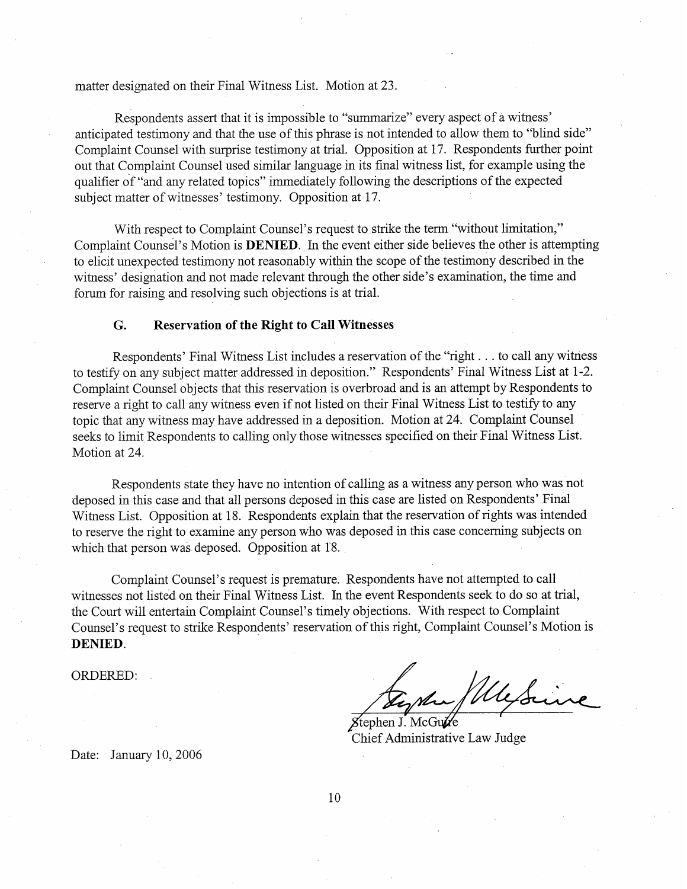matter designated on their Final Witness List. Motion at 23.

Respondents assert that it is impossible to "summarize" every aspect of a witness' anticipated testimony and that the use of this phrase is not intended to allow them to "blind side" Complaint Counsel with surprise testimony at trial. Opposition at 17. Respondents further point out that Complaint Counsel used similar language in its final witness list, for example using the qualifier of "and any related topics" immediately following the descriptions of the expected subject matter of witnesses' testimony. Opposition at 17.

With respect to Complaint Counsel's request to strike the term "without limitation," Complaint Counsel's Motion is **DENIED**. In the event either side believes the other is attempting to elicit unexpected testimony not reasonably within the scope of the testimony described in the witness' designation and not made relevant through the other side's examination, the time and forum for raising and resolving such objections is at trial.

### G. Reservation of the Right to Call Witnesses

Respondents' Final Witness List includes a reservation of the "right . . . to call any witness to testify on any subject matter addressed in deposition." Respondents' Final Witness List at 1-2. Complaint Counsel objects that this reservation is overbroad and is an attempt by Respondents to reserve a right to call any witness even if not listed on their Final Witness List to testify to any topic that any witness may have addressed in a deposition. Motion at 24. Complaint Counsel seeks to limit Respondents to calling only those witnesses specified on their Final Witness List. Motion at 24.

Respondents state they have no intention of calling as a witness any person who was not deposed in this case and that all persons deposed in this case are listed on Respondents' Final Witness List. Opposition at 18. Respondents explain that the reservation of rights was intended to reserve the right to examine any person who was deposed in this case concerning subjects on which that person was deposed. Opposition at 18.

Complaint Counsel's request is premature. Respondents have not attempted to call witnesses not listed on their Final Witness List. In the event Respondents seek to do so at trial, the Court will entertain Complaint Counsel's timely objections. With respect to Complaint Counsel's request to strike Respondents' reservation of this right, Complaint Counsel's Motion is **DENIED**.

ORDERED:

Stephen J. McGuire
Chief Administrative Law Judge

Date: January 10, 2006